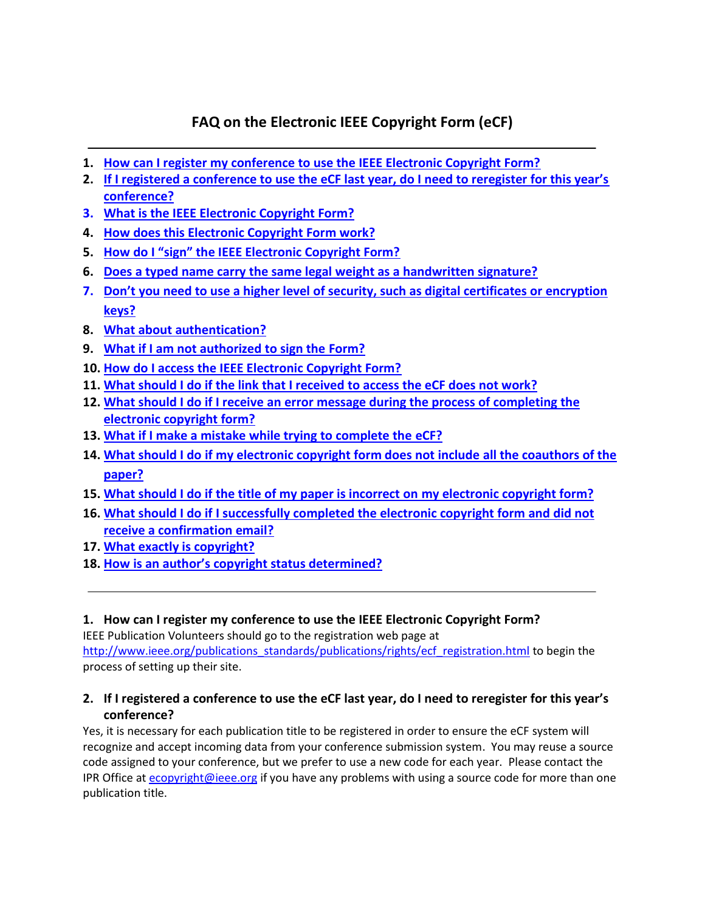# FAQ on the Electronic IEEE Copyright Form (eCF)

---

1. How can I register my conference to use the IEEE Electronic Copyright Form?
2. If I registered a conference to use the eCF last year, do I need to reregister for this year's conference?
3. What is the IEEE Electronic Copyright Form?
4. How does this Electronic Copyright Form work?
5. How do I "sign" the IEEE Electronic Copyright Form?
6. Does a typed name carry the same legal weight as a handwritten signature?
7. Don't you need to use a higher level of security, such as digital certificates or encryption keys?
8. What about authentication?
9. What if I am not authorized to sign the Form?
10. How do I access the IEEE Electronic Copyright Form?
11. What should I do if the link that I received to access the eCF does not work?
12. What should I do if I receive an error message during the process of completing the electronic copyright form?
13. What if I make a mistake while trying to complete the eCF?
14. What should I do if my electronic copyright form does not include all the coauthors of the paper?
15. What should I do if the title of my paper is incorrect on my electronic copyright form?
16. What should I do if I successfully completed the electronic copyright form and did not receive a confirmation email?
17. What exactly is copyright?
18. How is an author's copyright status determined?

---

## 1. How can I register my conference to use the IEEE Electronic Copyright Form?

IEEE Publication Volunteers should go to the registration web page at http://www.ieee.org/publications_standards/publications/rights/ecf_registration.html to begin the process of setting up their site.

## 2. If I registered a conference to use the eCF last year, do I need to reregister for this year's conference?

Yes, it is necessary for each publication title to be registered in order to ensure the eCF system will recognize and accept incoming data from your conference submission system. You may reuse a source code assigned to your conference, but we prefer to use a new code for each year. Please contact the IPR Office at ecopyright@ieee.org if you have any problems with using a source code for more than one publication title.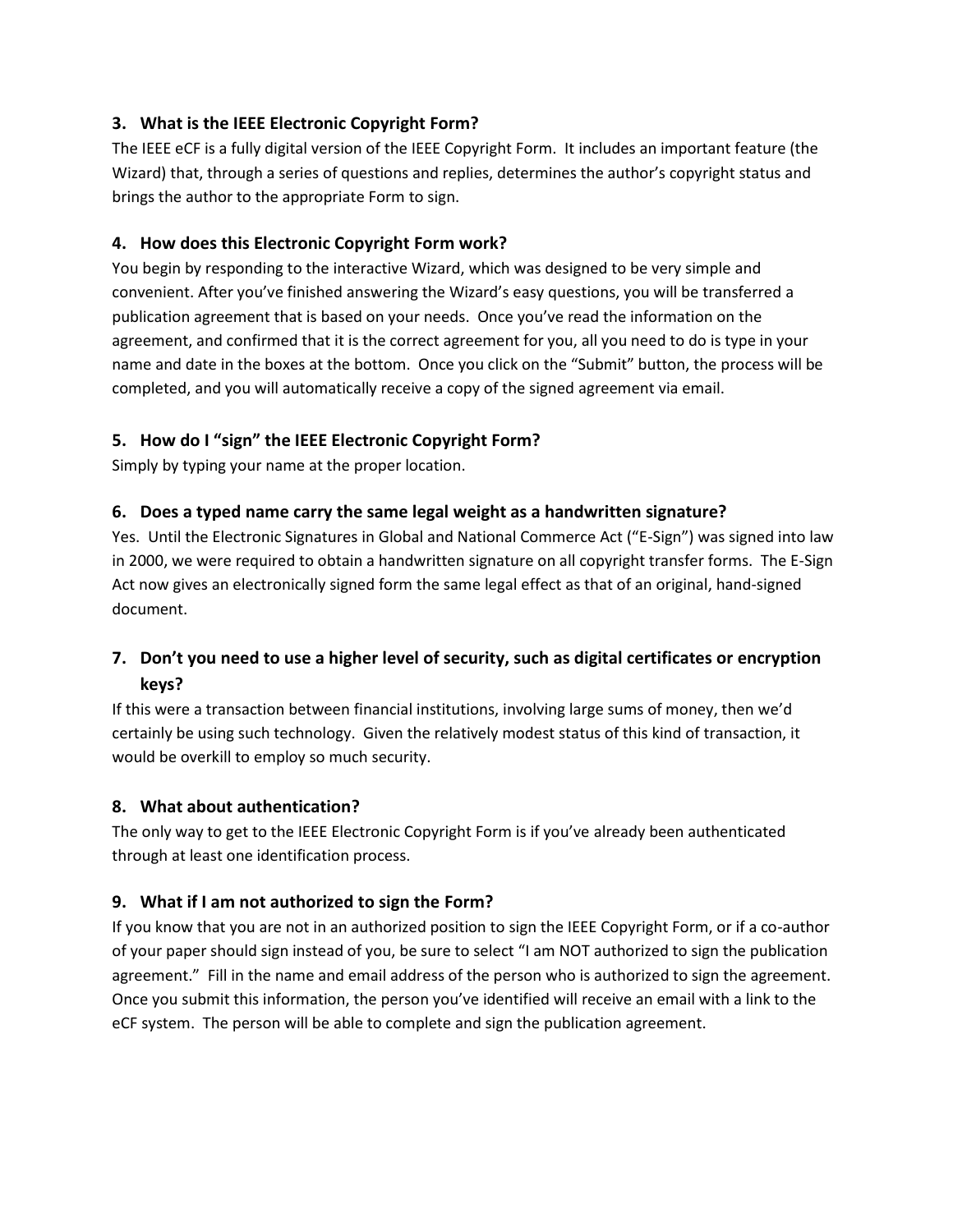### 3. What is the IEEE Electronic Copyright Form?

The IEEE eCF is a fully digital version of the IEEE Copyright Form. It includes an important feature (the Wizard) that, through a series of questions and replies, determines the author's copyright status and brings the author to the appropriate Form to sign.

### 4. How does this Electronic Copyright Form work?

You begin by responding to the interactive Wizard, which was designed to be very simple and convenient. After you've finished answering the Wizard's easy questions, you will be transferred a publication agreement that is based on your needs. Once you've read the information on the agreement, and confirmed that it is the correct agreement for you, all you need to do is type in your name and date in the boxes at the bottom. Once you click on the "Submit" button, the process will be completed, and you will automatically receive a copy of the signed agreement via email.

### 5. How do I "sign" the IEEE Electronic Copyright Form?

Simply by typing your name at the proper location.

### 6. Does a typed name carry the same legal weight as a handwritten signature?

Yes. Until the Electronic Signatures in Global and National Commerce Act ("E-Sign") was signed into law in 2000, we were required to obtain a handwritten signature on all copyright transfer forms. The E-Sign Act now gives an electronically signed form the same legal effect as that of an original, hand-signed document.

### 7. Don't you need to use a higher level of security, such as digital certificates or encryption keys?

If this were a transaction between financial institutions, involving large sums of money, then we'd certainly be using such technology. Given the relatively modest status of this kind of transaction, it would be overkill to employ so much security.

### 8. What about authentication?

The only way to get to the IEEE Electronic Copyright Form is if you've already been authenticated through at least one identification process.

### 9. What if I am not authorized to sign the Form?

If you know that you are not in an authorized position to sign the IEEE Copyright Form, or if a co-author of your paper should sign instead of you, be sure to select "I am NOT authorized to sign the publication agreement." Fill in the name and email address of the person who is authorized to sign the agreement. Once you submit this information, the person you've identified will receive an email with a link to the eCF system. The person will be able to complete and sign the publication agreement.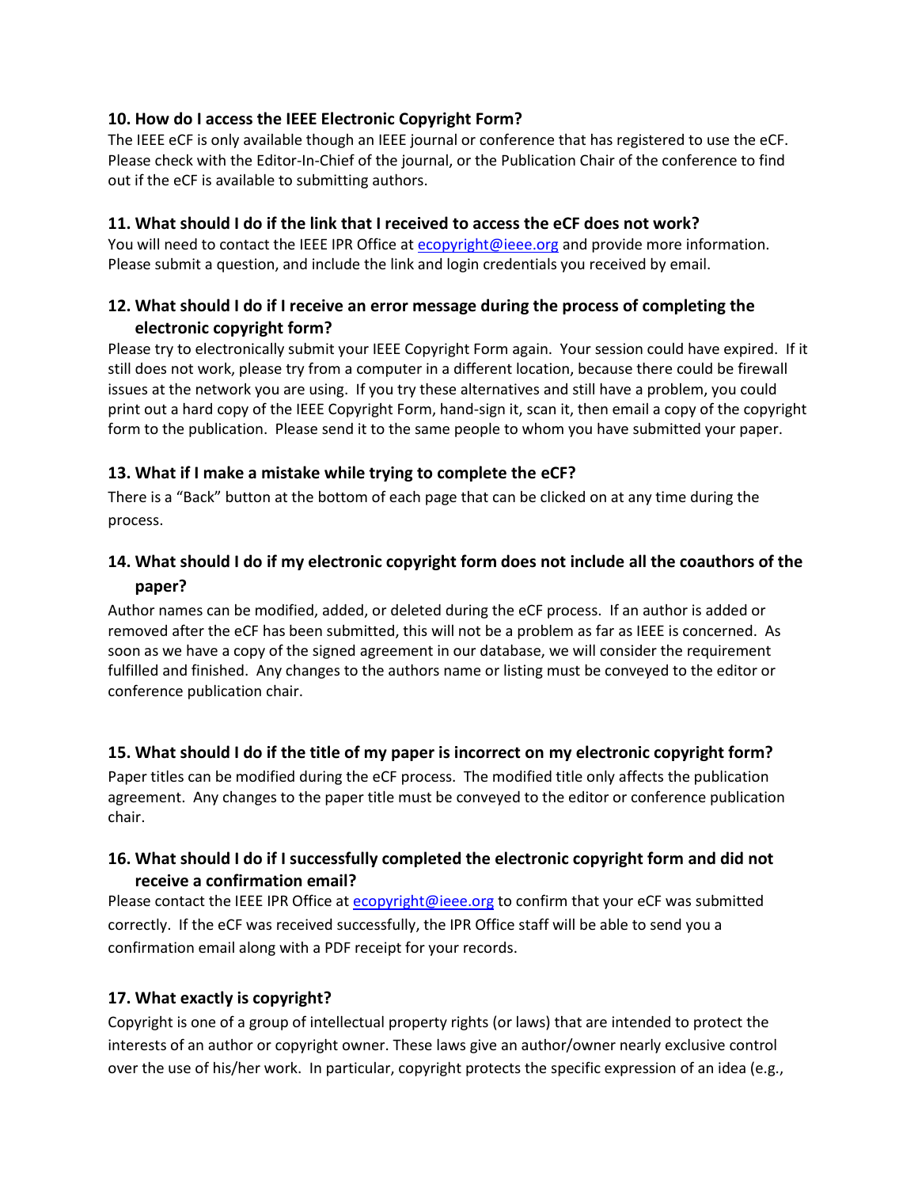### 10. How do I access the IEEE Electronic Copyright Form?

The IEEE eCF is only available though an IEEE journal or conference that has registered to use the eCF. Please check with the Editor-In-Chief of the journal, or the Publication Chair of the conference to find out if the eCF is available to submitting authors.

### 11. What should I do if the link that I received to access the eCF does not work?

You will need to contact the IEEE IPR Office at ecopyright@ieee.org and provide more information. Please submit a question, and include the link and login credentials you received by email.

### 12. What should I do if I receive an error message during the process of completing the electronic copyright form?

Please try to electronically submit your IEEE Copyright Form again. Your session could have expired. If it still does not work, please try from a computer in a different location, because there could be firewall issues at the network you are using. If you try these alternatives and still have a problem, you could print out a hard copy of the IEEE Copyright Form, hand-sign it, scan it, then email a copy of the copyright form to the publication. Please send it to the same people to whom you have submitted your paper.

### 13. What if I make a mistake while trying to complete the eCF?

There is a "Back" button at the bottom of each page that can be clicked on at any time during the process.

### 14. What should I do if my electronic copyright form does not include all the coauthors of the paper?

Author names can be modified, added, or deleted during the eCF process. If an author is added or removed after the eCF has been submitted, this will not be a problem as far as IEEE is concerned. As soon as we have a copy of the signed agreement in our database, we will consider the requirement fulfilled and finished. Any changes to the authors name or listing must be conveyed to the editor or conference publication chair.

### 15. What should I do if the title of my paper is incorrect on my electronic copyright form?

Paper titles can be modified during the eCF process. The modified title only affects the publication agreement. Any changes to the paper title must be conveyed to the editor or conference publication chair.

### 16. What should I do if I successfully completed the electronic copyright form and did not receive a confirmation email?

Please contact the IEEE IPR Office at ecopyright@ieee.org to confirm that your eCF was submitted correctly. If the eCF was received successfully, the IPR Office staff will be able to send you a confirmation email along with a PDF receipt for your records.

### 17. What exactly is copyright?

Copyright is one of a group of intellectual property rights (or laws) that are intended to protect the interests of an author or copyright owner. These laws give an author/owner nearly exclusive control over the use of his/her work. In particular, copyright protects the specific expression of an idea (e.g.,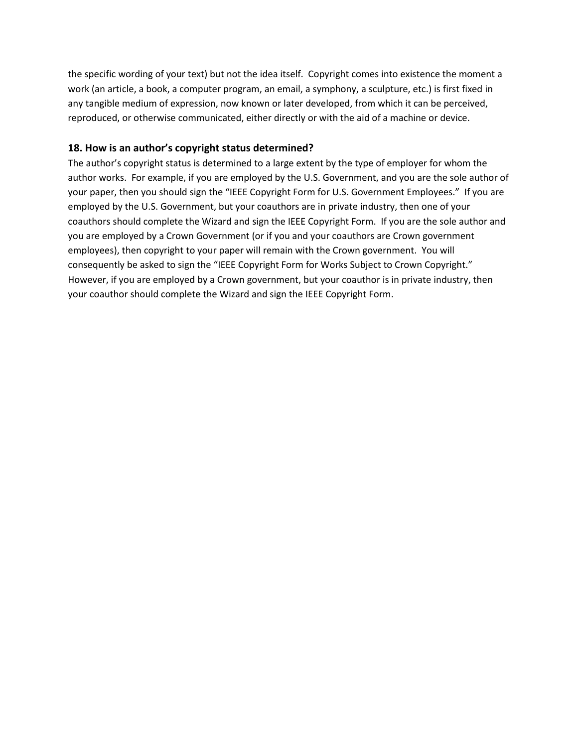the specific wording of your text) but not the idea itself. Copyright comes into existence the moment a work (an article, a book, a computer program, an email, a symphony, a sculpture, etc.) is first fixed in any tangible medium of expression, now known or later developed, from which it can be perceived, reproduced, or otherwise communicated, either directly or with the aid of a machine or device.

### 18. How is an author's copyright status determined?

The author's copyright status is determined to a large extent by the type of employer for whom the author works. For example, if you are employed by the U.S. Government, and you are the sole author of your paper, then you should sign the "IEEE Copyright Form for U.S. Government Employees." If you are employed by the U.S. Government, but your coauthors are in private industry, then one of your coauthors should complete the Wizard and sign the IEEE Copyright Form. If you are the sole author and you are employed by a Crown Government (or if you and your coauthors are Crown government employees), then copyright to your paper will remain with the Crown government. You will consequently be asked to sign the "IEEE Copyright Form for Works Subject to Crown Copyright." However, if you are employed by a Crown government, but your coauthor is in private industry, then your coauthor should complete the Wizard and sign the IEEE Copyright Form.